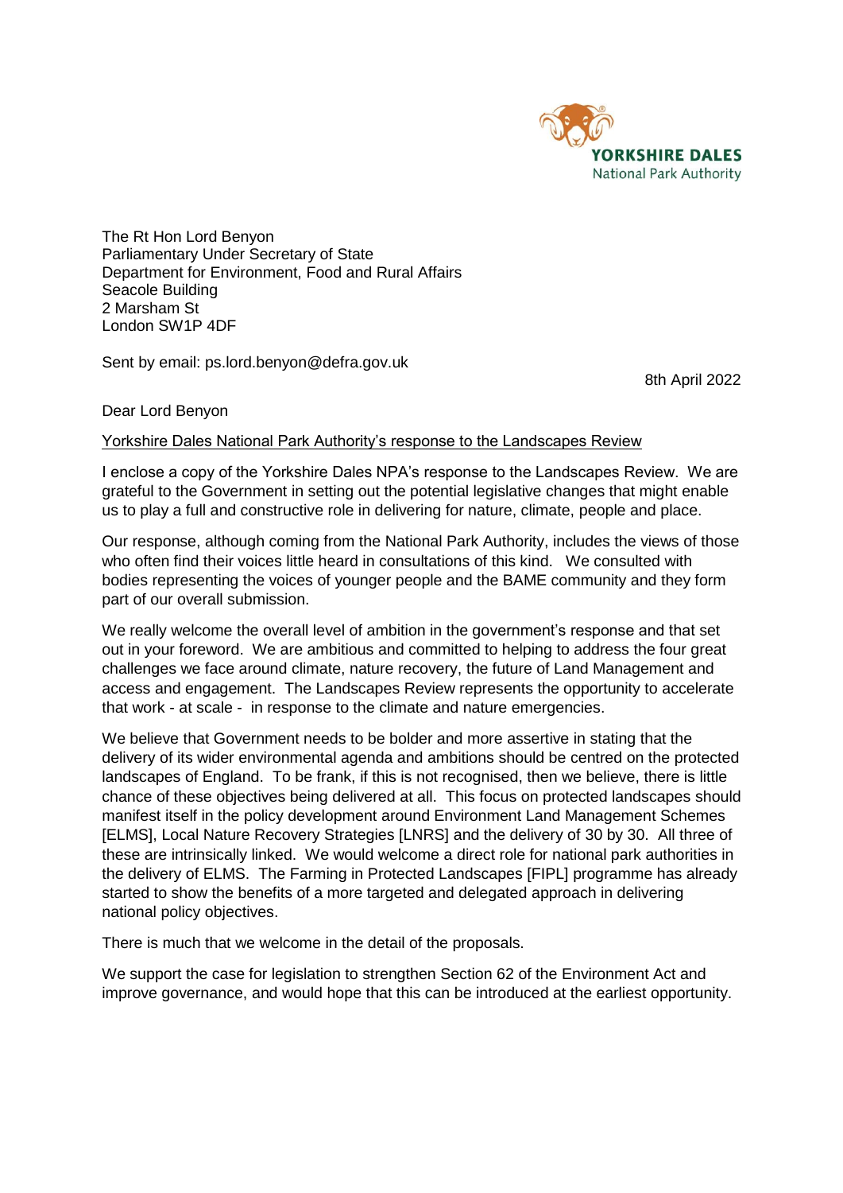YORKSHIRE DALES
National Park Authority

The Rt Hon Lord Benyon
Parliamentary Under Secretary of State
Department for Environment, Food and Rural Affairs
Seacole Building
2 Marsham St
London SW1P 4DF

Sent by email: ps.lord.benyon@defra.gov.uk

8th April 2022

Dear Lord Benyon

<u>Yorkshire Dales National Park Authority's response to the Landscapes Review</u>

I enclose a copy of the Yorkshire Dales NPA's response to the Landscapes Review. We are grateful to the Government in setting out the potential legislative changes that might enable us to play a full and constructive role in delivering for nature, climate, people and place.

Our response, although coming from the National Park Authority, includes the views of those who often find their voices little heard in consultations of this kind. We consulted with bodies representing the voices of younger people and the BAME community and they form part of our overall submission.

We really welcome the overall level of ambition in the government's response and that set out in your foreword. We are ambitious and committed to helping to address the four great challenges we face around climate, nature recovery, the future of Land Management and access and engagement. The Landscapes Review represents the opportunity to accelerate that work - at scale - in response to the climate and nature emergencies.

We believe that Government needs to be bolder and more assertive in stating that the delivery of its wider environmental agenda and ambitions should be centred on the protected landscapes of England. To be frank, if this is not recognised, then we believe, there is little chance of these objectives being delivered at all. This focus on protected landscapes should manifest itself in the policy development around Environment Land Management Schemes [ELMS], Local Nature Recovery Strategies [LNRS] and the delivery of 30 by 30. All three of these are intrinsically linked. We would welcome a direct role for national park authorities in the delivery of ELMS. The Farming in Protected Landscapes [FIPL] programme has already started to show the benefits of a more targeted and delegated approach in delivering national policy objectives.

There is much that we welcome in the detail of the proposals.

We support the case for legislation to strengthen Section 62 of the Environment Act and improve governance, and would hope that this can be introduced at the earliest opportunity.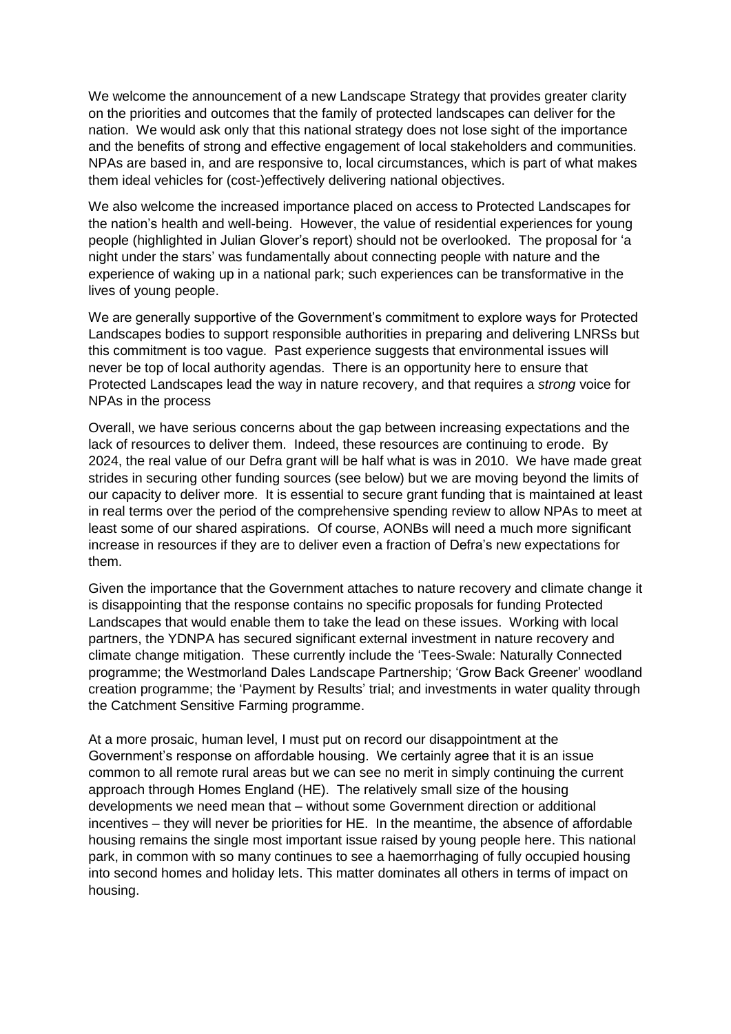We welcome the announcement of a new Landscape Strategy that provides greater clarity on the priorities and outcomes that the family of protected landscapes can deliver for the nation. We would ask only that this national strategy does not lose sight of the importance and the benefits of strong and effective engagement of local stakeholders and communities. NPAs are based in, and are responsive to, local circumstances, which is part of what makes them ideal vehicles for (cost-)effectively delivering national objectives.

We also welcome the increased importance placed on access to Protected Landscapes for the nation's health and well-being. However, the value of residential experiences for young people (highlighted in Julian Glover's report) should not be overlooked. The proposal for 'a night under the stars' was fundamentally about connecting people with nature and the experience of waking up in a national park; such experiences can be transformative in the lives of young people.

We are generally supportive of the Government's commitment to explore ways for Protected Landscapes bodies to support responsible authorities in preparing and delivering LNRSs but this commitment is too vague. Past experience suggests that environmental issues will never be top of local authority agendas. There is an opportunity here to ensure that Protected Landscapes lead the way in nature recovery, and that requires a *strong* voice for NPAs in the process

Overall, we have serious concerns about the gap between increasing expectations and the lack of resources to deliver them. Indeed, these resources are continuing to erode. By 2024, the real value of our Defra grant will be half what is was in 2010. We have made great strides in securing other funding sources (see below) but we are moving beyond the limits of our capacity to deliver more. It is essential to secure grant funding that is maintained at least in real terms over the period of the comprehensive spending review to allow NPAs to meet at least some of our shared aspirations. Of course, AONBs will need a much more significant increase in resources if they are to deliver even a fraction of Defra's new expectations for them.

Given the importance that the Government attaches to nature recovery and climate change it is disappointing that the response contains no specific proposals for funding Protected Landscapes that would enable them to take the lead on these issues. Working with local partners, the YDNPA has secured significant external investment in nature recovery and climate change mitigation. These currently include the 'Tees-Swale: Naturally Connected programme; the Westmorland Dales Landscape Partnership; 'Grow Back Greener' woodland creation programme; the 'Payment by Results' trial; and investments in water quality through the Catchment Sensitive Farming programme.

At a more prosaic, human level, I must put on record our disappointment at the Government's response on affordable housing. We certainly agree that it is an issue common to all remote rural areas but we can see no merit in simply continuing the current approach through Homes England (HE). The relatively small size of the housing developments we need mean that – without some Government direction or additional incentives – they will never be priorities for HE. In the meantime, the absence of affordable housing remains the single most important issue raised by young people here. This national park, in common with so many continues to see a haemorrhaging of fully occupied housing into second homes and holiday lets. This matter dominates all others in terms of impact on housing.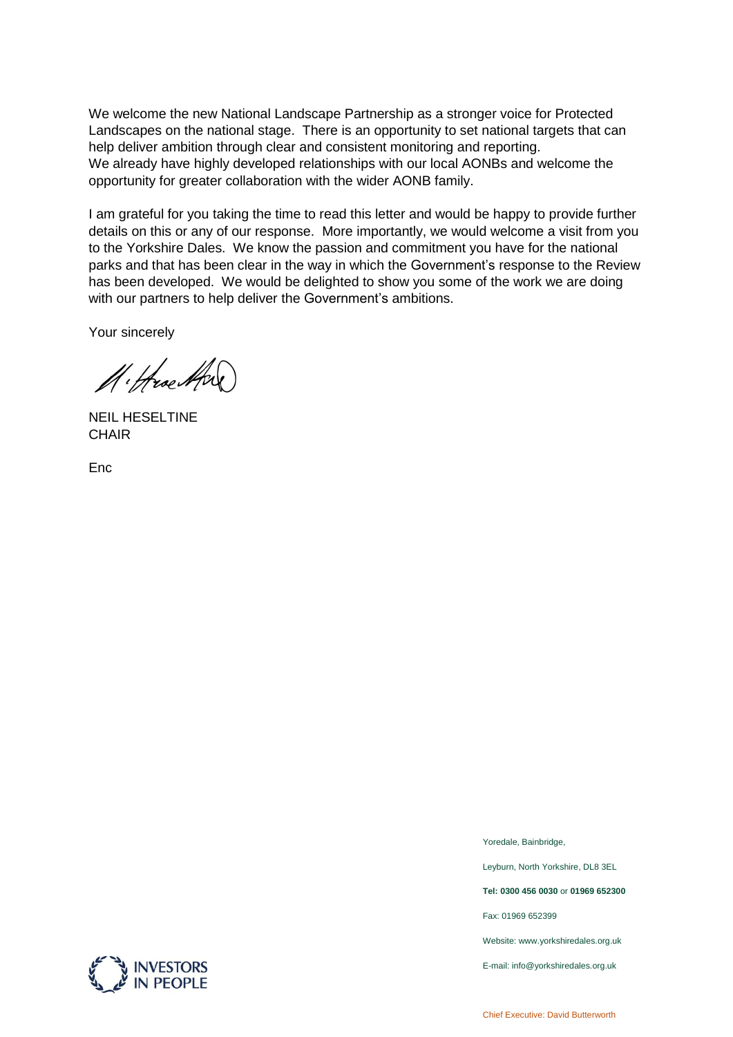We welcome the new National Landscape Partnership as a stronger voice for Protected Landscapes on the national stage. There is an opportunity to set national targets that can help deliver ambition through clear and consistent monitoring and reporting. We already have highly developed relationships with our local AONBs and welcome the opportunity for greater collaboration with the wider AONB family.

I am grateful for you taking the time to read this letter and would be happy to provide further details on this or any of our response. More importantly, we would welcome a visit from you to the Yorkshire Dales. We know the passion and commitment you have for the national parks and that has been clear in the way in which the Government's response to the Review has been developed. We would be delighted to show you some of the work we are doing with our partners to help deliver the Government's ambitions.

Your sincerely

NEIL HESELTINE
CHAIR

Enc

Yoredale, Bainbridge,

Leyburn, North Yorkshire, DL8 3EL

**Tel: 0300 456 0030** or **01969 652300**

Fax: 01969 652399

Website: www.yorkshiredales.org.uk

E-mail: info@yorkshiredales.org.uk

INVESTORS IN PEOPLE

Chief Executive: David Butterworth